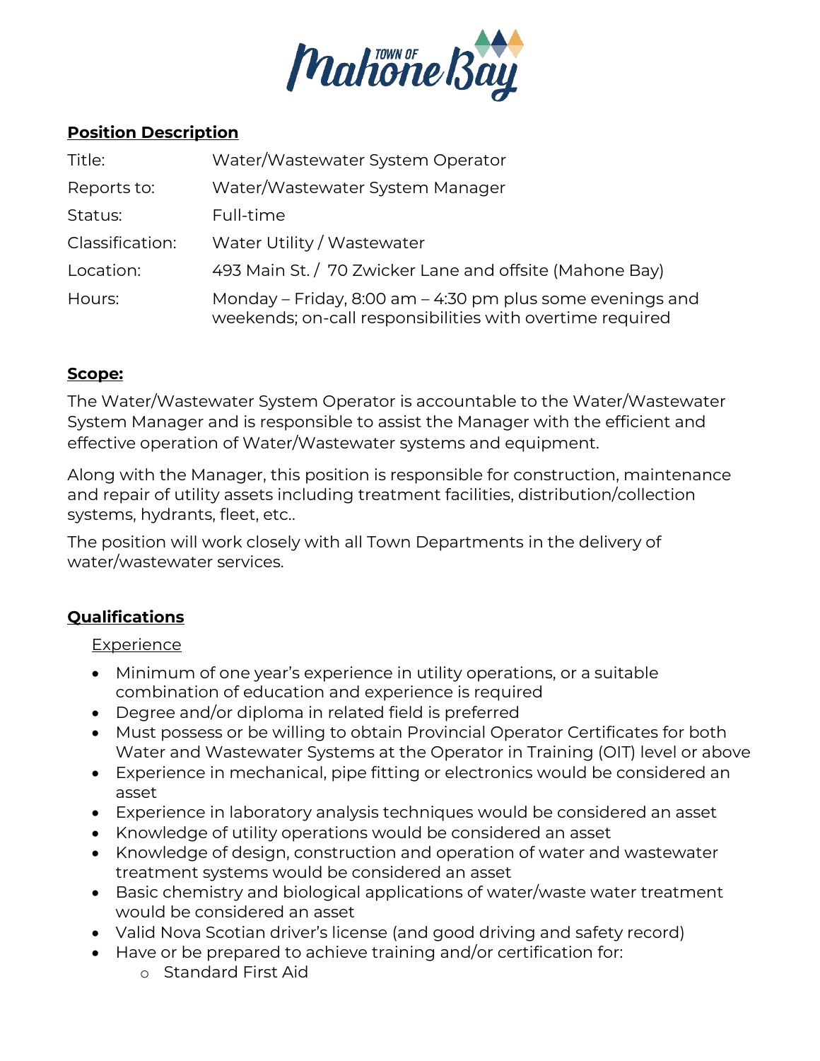Town of Mahone Bay

**Position Description**

| | |
|---|---|
| Title: | Water/Wastewater System Operator |
| Reports to: | Water/Wastewater System Manager |
| Status: | Full-time |
| Classification: | Water Utility / Wastewater |
| Location: | 493 Main St. / 70 Zwicker Lane and offsite (Mahone Bay) |
| Hours: | Monday – Friday, 8:00 am – 4:30 pm plus some evenings and weekends; on-call responsibilities with overtime required |

**Scope:**

The Water/Wastewater System Operator is accountable to the Water/Wastewater System Manager and is responsible to assist the Manager with the efficient and effective operation of Water/Wastewater systems and equipment.

Along with the Manager, this position is responsible for construction, maintenance and repair of utility assets including treatment facilities, distribution/collection systems, hydrants, fleet, etc..

The position will work closely with all Town Departments in the delivery of water/wastewater services.

**Qualifications**

Experience

- Minimum of one year's experience in utility operations, or a suitable combination of education and experience is required
- Degree and/or diploma in related field is preferred
- Must possess or be willing to obtain Provincial Operator Certificates for both Water and Wastewater Systems at the Operator in Training (OIT) level or above
- Experience in mechanical, pipe fitting or electronics would be considered an asset
- Experience in laboratory analysis techniques would be considered an asset
- Knowledge of utility operations would be considered an asset
- Knowledge of design, construction and operation of water and wastewater treatment systems would be considered an asset
- Basic chemistry and biological applications of water/waste water treatment would be considered an asset
- Valid Nova Scotian driver's license (and good driving and safety record)
- Have or be prepared to achieve training and/or certification for:
  - Standard First Aid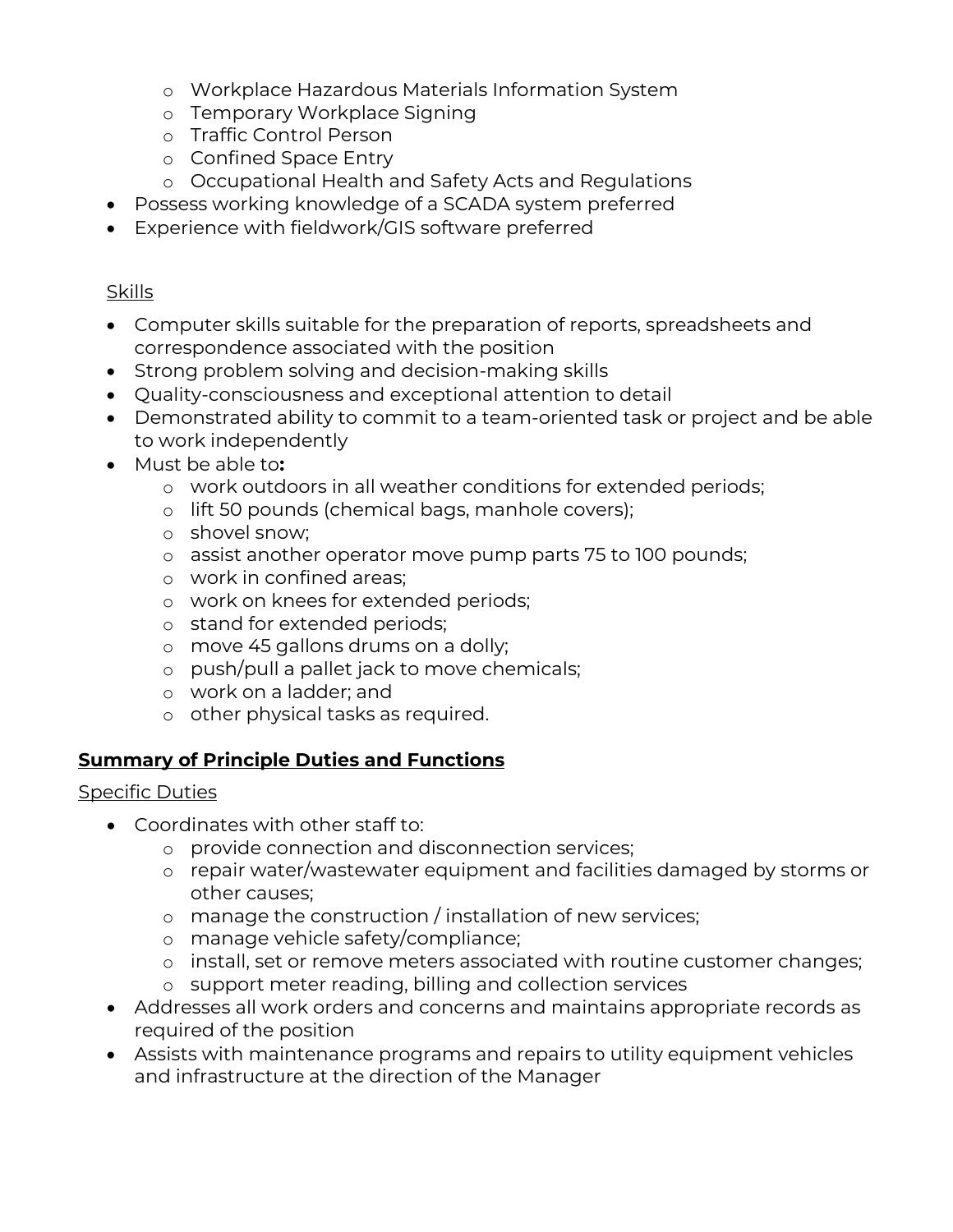- Workplace Hazardous Materials Information System
  - Temporary Workplace Signing
  - Traffic Control Person
  - Confined Space Entry
  - Occupational Health and Safety Acts and Regulations
- Possess working knowledge of a SCADA system preferred
- Experience with fieldwork/GIS software preferred

Skills

- Computer skills suitable for the preparation of reports, spreadsheets and correspondence associated with the position
- Strong problem solving and decision-making skills
- Quality-consciousness and exceptional attention to detail
- Demonstrated ability to commit to a team-oriented task or project and be able to work independently
- Must be able to**:**
  - work outdoors in all weather conditions for extended periods;
  - lift 50 pounds (chemical bags, manhole covers);
  - shovel snow;
  - assist another operator move pump parts 75 to 100 pounds;
  - work in confined areas;
  - work on knees for extended periods;
  - stand for extended periods;
  - move 45 gallons drums on a dolly;
  - push/pull a pallet jack to move chemicals;
  - work on a ladder; and
  - other physical tasks as required.

## Summary of Principle Duties and Functions

Specific Duties

- Coordinates with other staff to:
  - provide connection and disconnection services;
  - repair water/wastewater equipment and facilities damaged by storms or other causes;
  - manage the construction / installation of new services;
  - manage vehicle safety/compliance;
  - install, set or remove meters associated with routine customer changes;
  - support meter reading, billing and collection services
- Addresses all work orders and concerns and maintains appropriate records as required of the position
- Assists with maintenance programs and repairs to utility equipment vehicles and infrastructure at the direction of the Manager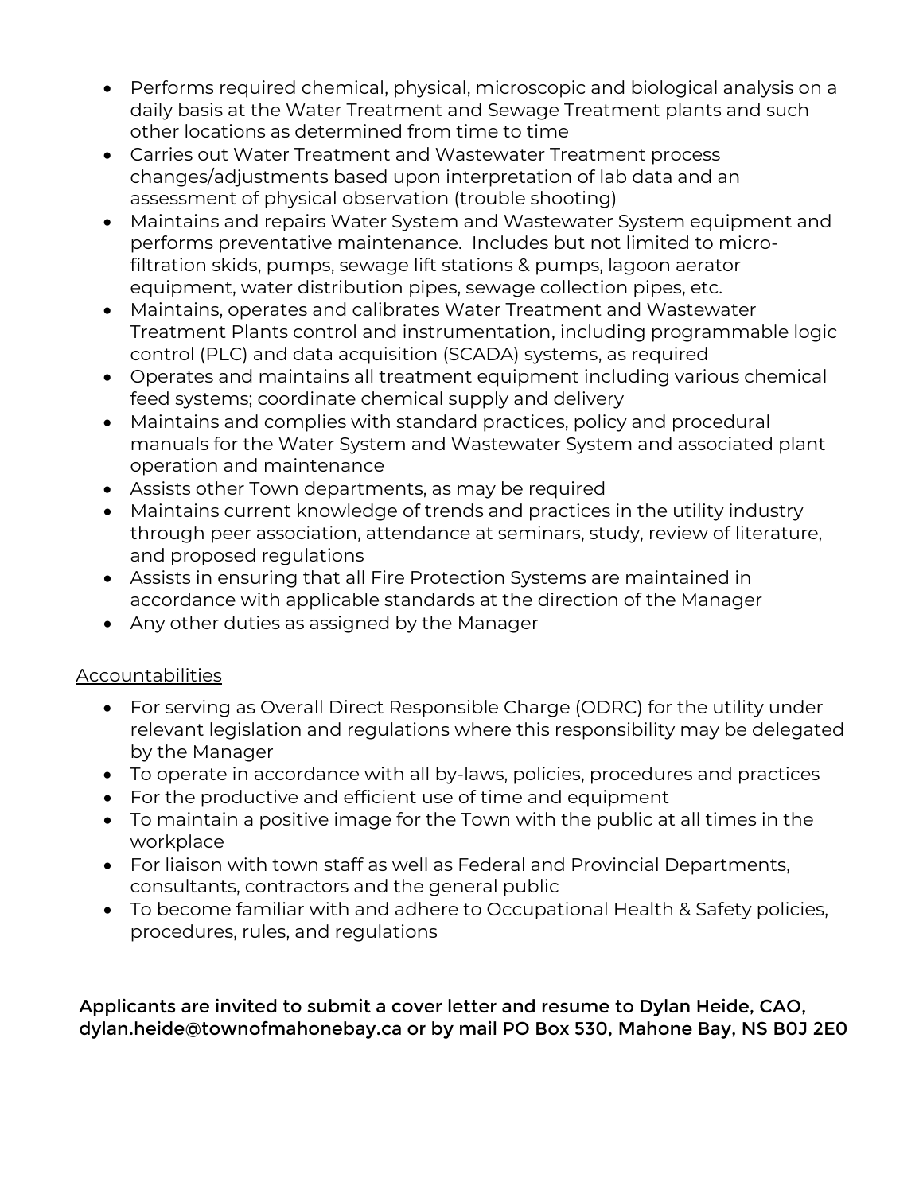- Performs required chemical, physical, microscopic and biological analysis on a daily basis at the Water Treatment and Sewage Treatment plants and such other locations as determined from time to time
- Carries out Water Treatment and Wastewater Treatment process changes/adjustments based upon interpretation of lab data and an assessment of physical observation (trouble shooting)
- Maintains and repairs Water System and Wastewater System equipment and performs preventative maintenance. Includes but not limited to micro-filtration skids, pumps, sewage lift stations & pumps, lagoon aerator equipment, water distribution pipes, sewage collection pipes, etc.
- Maintains, operates and calibrates Water Treatment and Wastewater Treatment Plants control and instrumentation, including programmable logic control (PLC) and data acquisition (SCADA) systems, as required
- Operates and maintains all treatment equipment including various chemical feed systems; coordinate chemical supply and delivery
- Maintains and complies with standard practices, policy and procedural manuals for the Water System and Wastewater System and associated plant operation and maintenance
- Assists other Town departments, as may be required
- Maintains current knowledge of trends and practices in the utility industry through peer association, attendance at seminars, study, review of literature, and proposed regulations
- Assists in ensuring that all Fire Protection Systems are maintained in accordance with applicable standards at the direction of the Manager
- Any other duties as assigned by the Manager

<u>Accountabilities</u>

- For serving as Overall Direct Responsible Charge (ODRC) for the utility under relevant legislation and regulations where this responsibility may be delegated by the Manager
- To operate in accordance with all by-laws, policies, procedures and practices
- For the productive and efficient use of time and equipment
- To maintain a positive image for the Town with the public at all times in the workplace
- For liaison with town staff as well as Federal and Provincial Departments, consultants, contractors and the general public
- To become familiar with and adhere to Occupational Health & Safety policies, procedures, rules, and regulations

**Applicants are invited to submit a cover letter and resume to Dylan Heide, CAO, dylan.heide@townofmahonebay.ca or by mail PO Box 530, Mahone Bay, NS B0J 2E0**